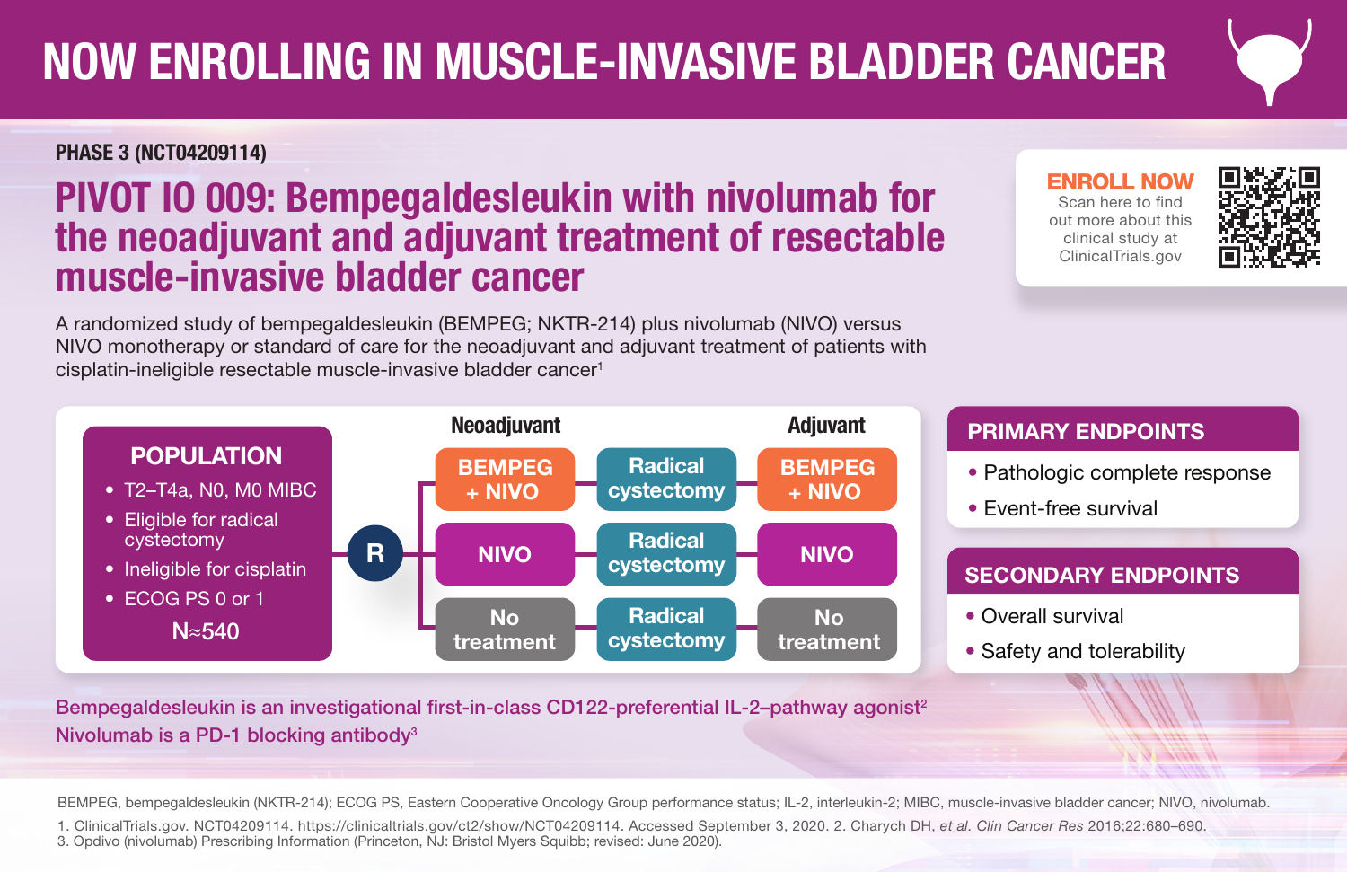# NOW ENROLLING IN MUSCLE-INVASIVE BLADDER CANCER

**PHASE 3 (NCT04209114)**

## PIVOT IO 009: Bempegaldesleukin with nivolumab for the neoadjuvant and adjuvant treatment of resectable muscle-invasive bladder cancer

**ENROLL NOW**
Scan here to find out more about this clinical study at ClinicalTrials.gov

A randomized study of bempegaldesleukin (BEMPEG; NKTR-214) plus nivolumab (NIVO) versus NIVO monotherapy or standard of care for the neoadjuvant and adjuvant treatment of patients with cisplatin-ineligible resectable muscle-invasive bladder cancer[1]

### POPULATION

- T2–T4a, N0, M0 MIBC
- Eligible for radical cystectomy
- Ineligible for cisplatin
- ECOG PS 0 or 1

N≈540

R

| Neoadjuvant | | Adjuvant |
|---|---|---|
| BEMPEG + NIVO | Radical cystectomy | BEMPEG + NIVO |
| NIVO | Radical cystectomy | NIVO |
| No treatment | Radical cystectomy | No treatment |

### PRIMARY ENDPOINTS

- Pathologic complete response
- Event-free survival

### SECONDARY ENDPOINTS

- Overall survival
- Safety and tolerability

Bempegaldesleukin is an investigational first-in-class CD122-preferential IL-2–pathway agonist[2]

Nivolumab is a PD-1 blocking antibody[3]

BEMPEG, bempegaldesleukin (NKTR-214); ECOG PS, Eastern Cooperative Oncology Group performance status; IL-2, interleukin-2; MIBC, muscle-invasive bladder cancer; NIVO, nivolumab.

1. ClinicalTrials.gov. NCT04209114. https://clinicaltrials.gov/ct2/show/NCT04209114. Accessed September 3, 2020. 2. Charych DH, *et al. Clin Cancer Res* 2016;22:680–690.
3. Opdivo (nivolumab) Prescribing Information (Princeton, NJ: Bristol Myers Squibb; revised: June 2020).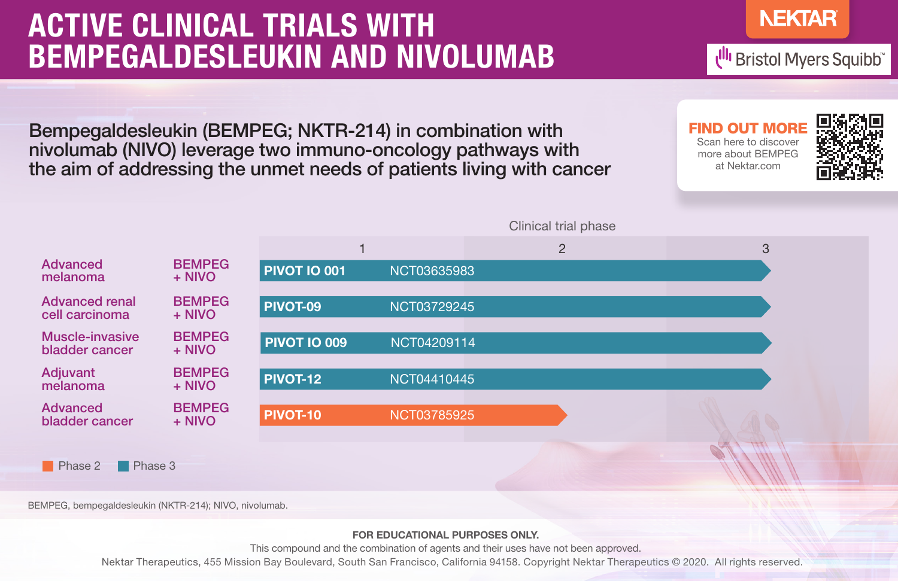# ACTIVE CLINICAL TRIALS WITH BEMPEGALDESLEUKIN AND NIVOLUMAB

NEKTAR

Bristol Myers Squibb™

**FIND OUT MORE**
Scan here to discover more about BEMPEG at Nektar.com

## Bempegaldesleukin (BEMPEG; NKTR-214) in combination with nivolumab (NIVO) leverage two immuno-oncology pathways with the aim of addressing the unmet needs of patients living with cancer

Clinical trial phase

1 2 3

Advanced melanoma
BEMPEG + NIVO
PIVOT IO 001
NCT03635983

Advanced renal cell carcinoma
BEMPEG + NIVO
PIVOT-09
NCT03729245

Muscle-invasive bladder cancer
BEMPEG + NIVO
PIVOT IO 009
NCT04209114

Adjuvant melanoma
BEMPEG + NIVO
PIVOT-12
NCT04410445

Advanced bladder cancer
BEMPEG + NIVO
PIVOT-10
NCT03785925

Phase 2
Phase 3

BEMPEG, bempegaldesleukin (NKTR-214); NIVO, nivolumab.

**FOR EDUCATIONAL PURPOSES ONLY.**

This compound and the combination of agents and their uses have not been approved.

Nektar Therapeutics, 455 Mission Bay Boulevard, South San Francisco, California 94158. Copyright Nektar Therapeutics © 2020. All rights reserved.